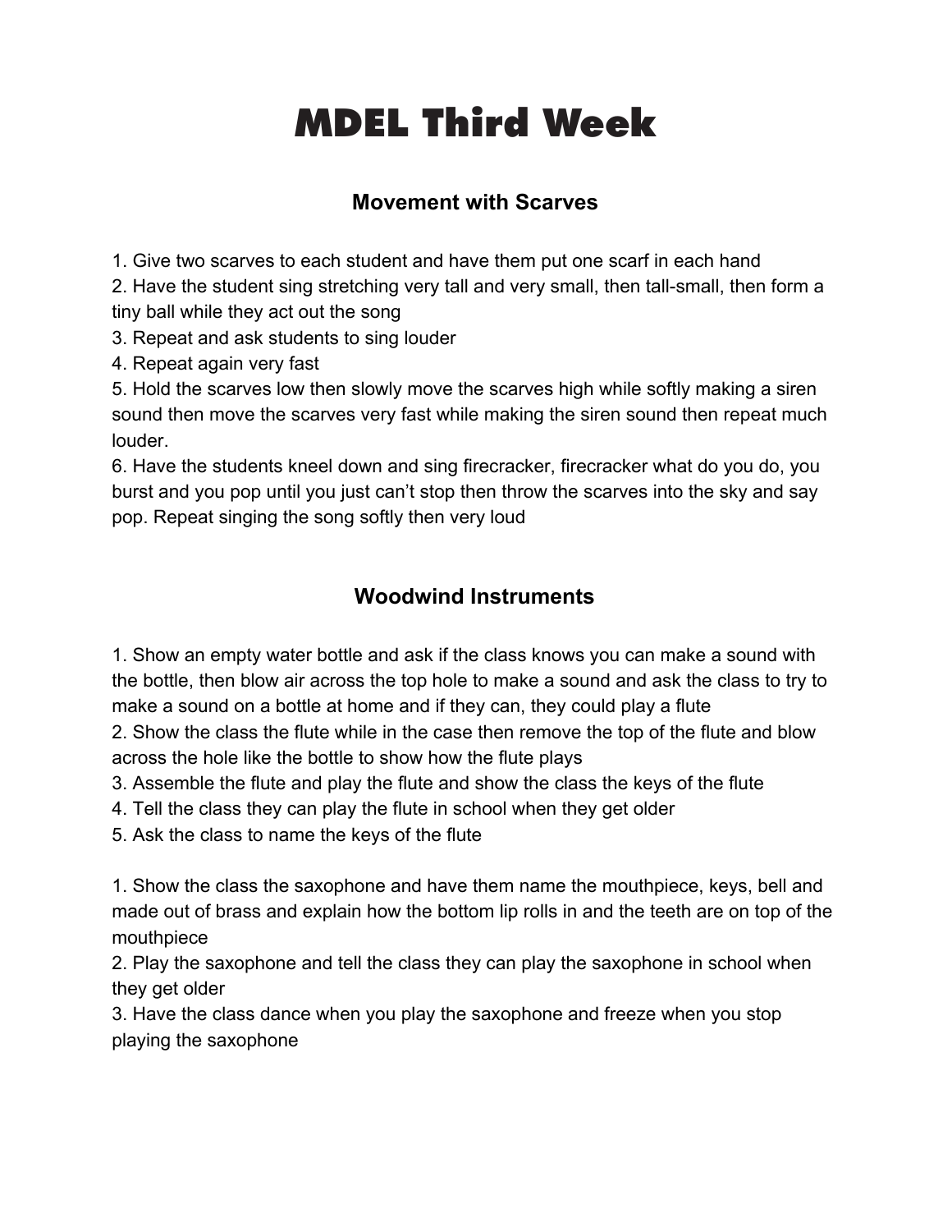# MDEL Third Week

## Movement with Scarves

1. Give two scarves to each student and have them put one scarf in each hand
2. Have the student sing stretching very tall and very small, then tall-small, then form a tiny ball while they act out the song
3. Repeat and ask students to sing louder
4. Repeat again very fast
5. Hold the scarves low then slowly move the scarves high while softly making a siren sound then move the scarves very fast while making the siren sound then repeat much louder.
6. Have the students kneel down and sing firecracker, firecracker what do you do, you burst and you pop until you just can't stop then throw the scarves into the sky and say pop. Repeat singing the song softly then very loud

## Woodwind Instruments

1. Show an empty water bottle and ask if the class knows you can make a sound with the bottle, then blow air across the top hole to make a sound and ask the class to try to make a sound on a bottle at home and if they can, they could play a flute
2. Show the class the flute while in the case then remove the top of the flute and blow across the hole like the bottle to show how the flute plays
3. Assemble the flute and play the flute and show the class the keys of the flute
4. Tell the class they can play the flute in school when they get older
5. Ask the class to name the keys of the flute

1. Show the class the saxophone and have them name the mouthpiece, keys, bell and made out of brass and explain how the bottom lip rolls in and the teeth are on top of the mouthpiece
2. Play the saxophone and tell the class they can play the saxophone in school when they get older
3. Have the class dance when you play the saxophone and freeze when you stop playing the saxophone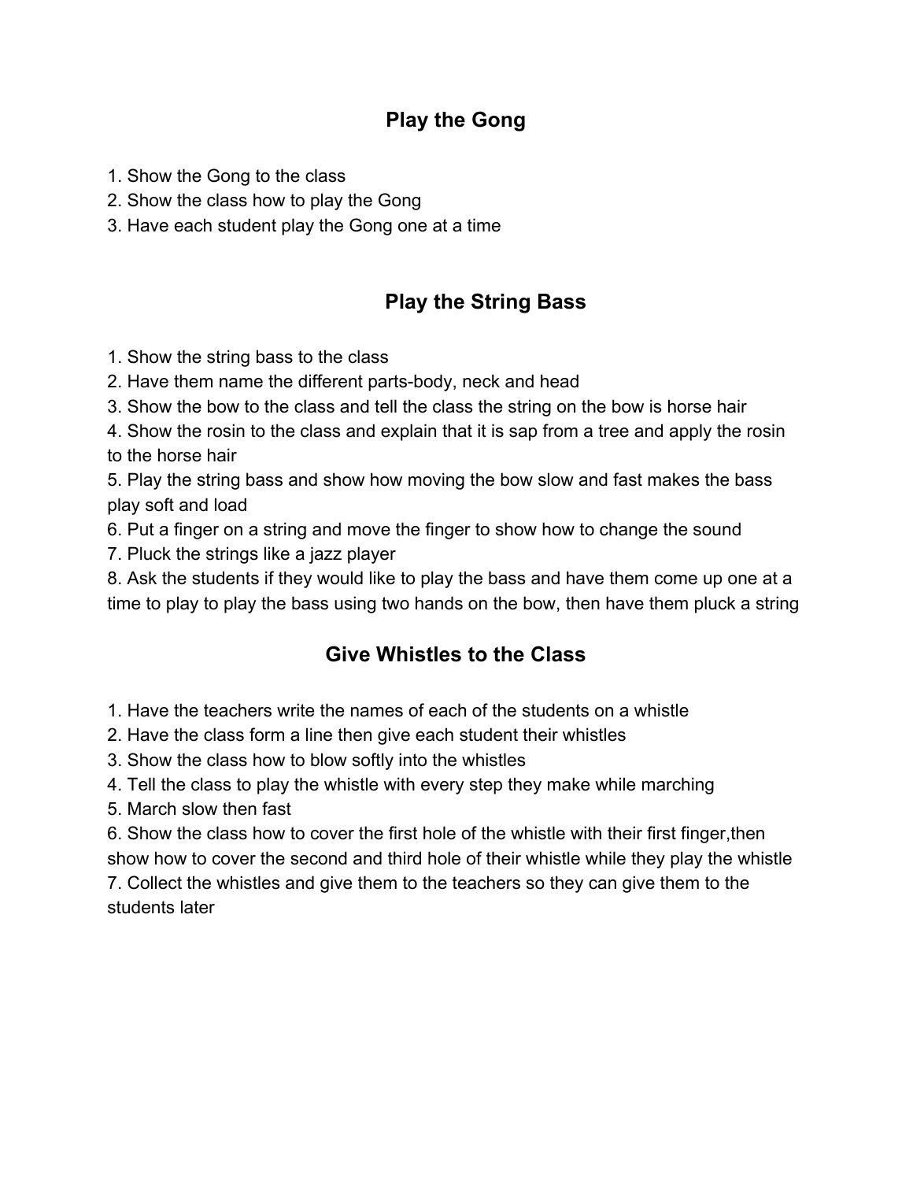## Play the Gong

1. Show the Gong to the class
2. Show the class how to play the Gong
3. Have each student play the Gong one at a time

## Play the String Bass

1. Show the string bass to the class
2. Have them name the different parts-body, neck and head
3. Show the bow to the class and tell the class the string on the bow is horse hair
4. Show the rosin to the class and explain that it is sap from a tree and apply the rosin to the horse hair
5. Play the string bass and show how moving the bow slow and fast makes the bass play soft and load
6. Put a finger on a string and move the finger to show how to change the sound
7. Pluck the strings like a jazz player
8. Ask the students if they would like to play the bass and have them come up one at a time to play to play the bass using two hands on the bow, then have them pluck a string

## Give Whistles to the Class

1. Have the teachers write the names of each of the students on a whistle
2. Have the class form a line then give each student their whistles
3. Show the class how to blow softly into the whistles
4. Tell the class to play the whistle with every step they make while marching
5. March slow then fast
6. Show the class how to cover the first hole of the whistle with their first finger,then show how to cover the second and third hole of their whistle while they play the whistle
7. Collect the whistles and give them to the teachers so they can give them to the students later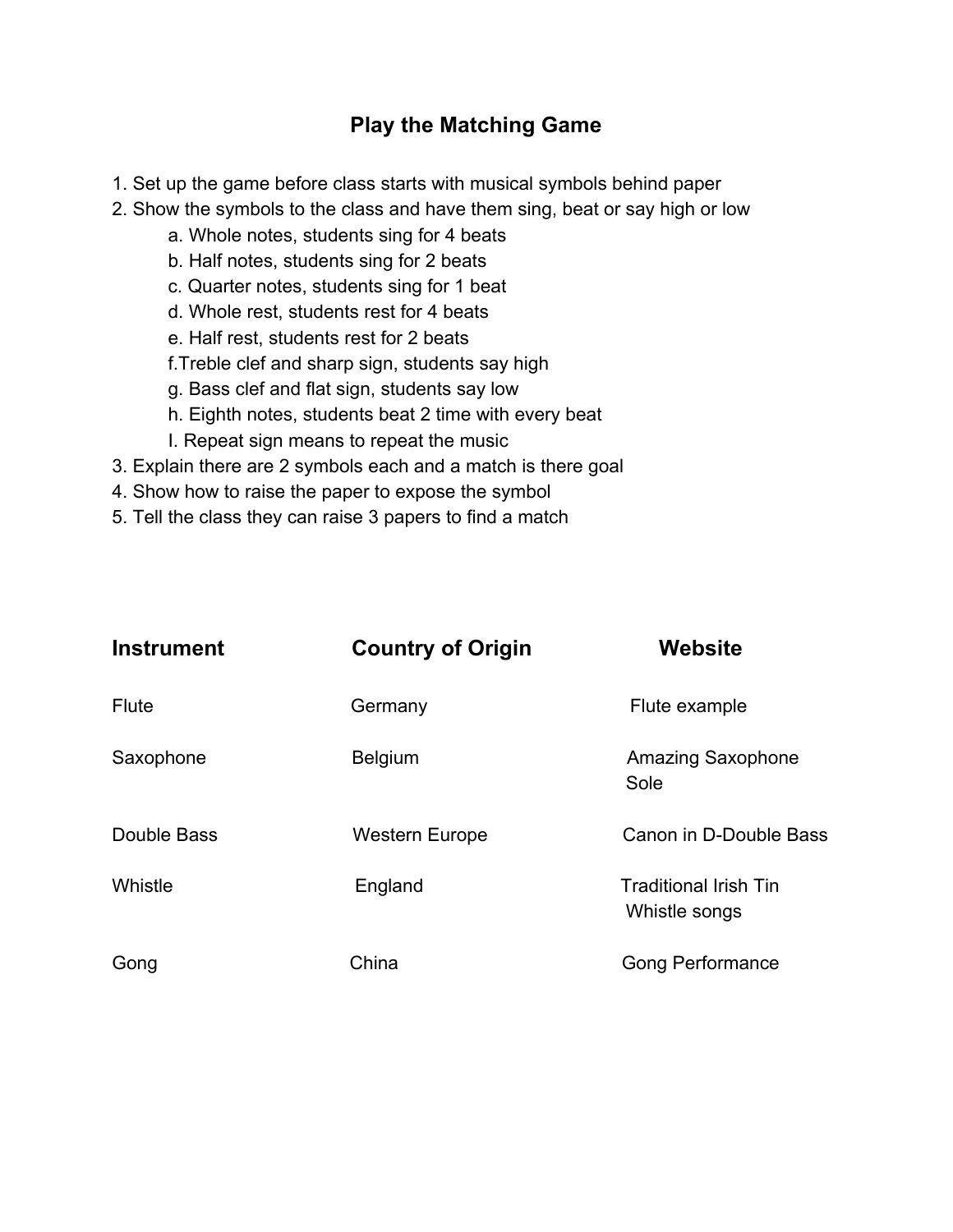## Play the Matching Game

1. Set up the game before class starts with musical symbols behind paper
2. Show the symbols to the class and have them sing, beat or say high or low
    a. Whole notes, students sing for 4 beats
    b. Half notes, students sing for 2 beats
    c. Quarter notes, students sing for 1 beat
    d. Whole rest, students rest for 4 beats
    e. Half rest, students rest for 2 beats
    f.Treble clef and sharp sign, students say high
    g. Bass clef and flat sign, students say low
    h. Eighth notes, students beat 2 time with every beat
    I. Repeat sign means to repeat the music
3. Explain there are 2 symbols each and a match is there goal
4. Show how to raise the paper to expose the symbol
5. Tell the class they can raise 3 papers to find a match

| Instrument | Country of Origin | Website |
|---|---|---|
| Flute | Germany | Flute example |
| Saxophone | Belgium | Amazing Saxophone Sole |
| Double Bass | Western Europe | Canon in D-Double Bass |
| Whistle | England | Traditional Irish Tin Whistle songs |
| Gong | China | Gong Performance |